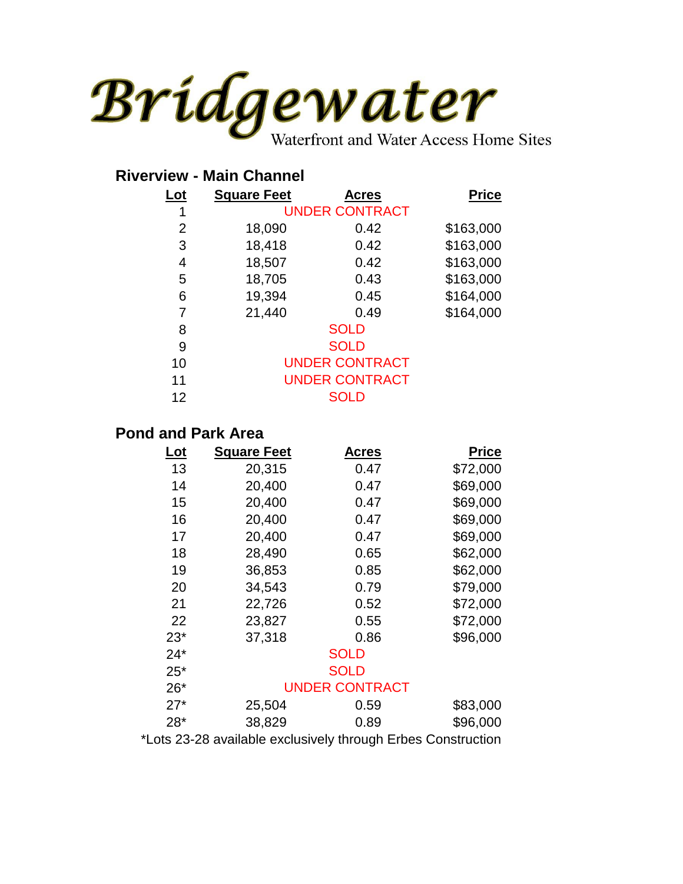# Bridgewater

Waterfront and Water Access Home Sites

## Riverview - Main Channel

| Lot | Square Feet | Acres | Price |
|---|---|---|---|
| 1 | UNDER CONTRACT | | |
| 2 | 18,090 | 0.42 | $163,000 |
| 3 | 18,418 | 0.42 | $163,000 |
| 4 | 18,507 | 0.42 | $163,000 |
| 5 | 18,705 | 0.43 | $163,000 |
| 6 | 19,394 | 0.45 | $164,000 |
| 7 | 21,440 | 0.49 | $164,000 |
| 8 | SOLD | | |
| 9 | SOLD | | |
| 10 | UNDER CONTRACT | | |
| 11 | UNDER CONTRACT | | |
| 12 | SOLD | | |

## Pond and Park Area

| Lot | Square Feet | Acres | Price |
|---|---|---|---|
| 13 | 20,315 | 0.47 | $72,000 |
| 14 | 20,400 | 0.47 | $69,000 |
| 15 | 20,400 | 0.47 | $69,000 |
| 16 | 20,400 | 0.47 | $69,000 |
| 17 | 20,400 | 0.47 | $69,000 |
| 18 | 28,490 | 0.65 | $62,000 |
| 19 | 36,853 | 0.85 | $62,000 |
| 20 | 34,543 | 0.79 | $79,000 |
| 21 | 22,726 | 0.52 | $72,000 |
| 22 | 23,827 | 0.55 | $72,000 |
| 23* | 37,318 | 0.86 | $96,000 |
| 24* | SOLD | | |
| 25* | SOLD | | |
| 26* | UNDER CONTRACT | | |
| 27* | 25,504 | 0.59 | $83,000 |
| 28* | 38,829 | 0.89 | $96,000 |

*Lots 23-28 available exclusively through Erbes Construction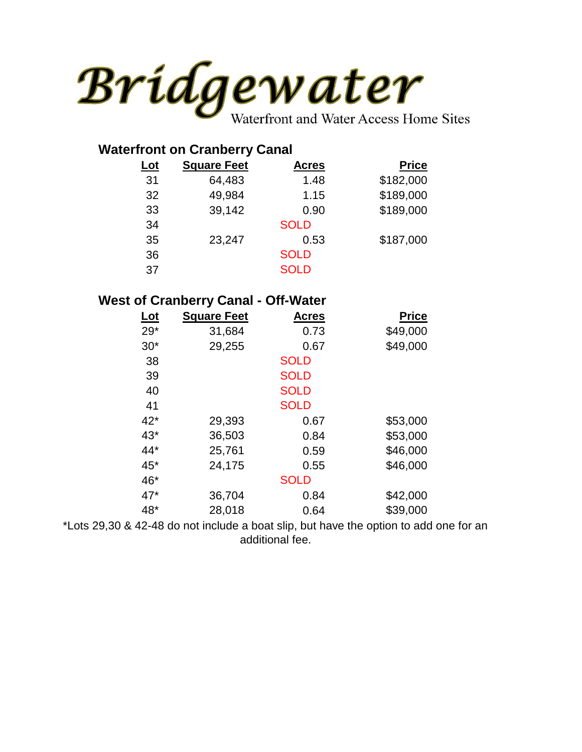# Bridgewater

Waterfront and Water Access Home Sites

## Waterfront on Cranberry Canal

| Lot | Square Feet | Acres | Price |
|---|---|---|---|
| 31 | 64,483 | 1.48 | $182,000 |
| 32 | 49,984 | 1.15 | $189,000 |
| 33 | 39,142 | 0.90 | $189,000 |
| 34 | | SOLD | |
| 35 | 23,247 | 0.53 | $187,000 |
| 36 | | SOLD | |
| 37 | | SOLD | |

## West of Cranberry Canal - Off-Water

| Lot | Square Feet | Acres | Price |
|---|---|---|---|
| 29* | 31,684 | 0.73 | $49,000 |
| 30* | 29,255 | 0.67 | $49,000 |
| 38 | | SOLD | |
| 39 | | SOLD | |
| 40 | | SOLD | |
| 41 | | SOLD | |
| 42* | 29,393 | 0.67 | $53,000 |
| 43* | 36,503 | 0.84 | $53,000 |
| 44* | 25,761 | 0.59 | $46,000 |
| 45* | 24,175 | 0.55 | $46,000 |
| 46* | | SOLD | |
| 47* | 36,704 | 0.84 | $42,000 |
| 48* | 28,018 | 0.64 | $39,000 |

*Lots 29,30 & 42-48 do not include a boat slip, but have the option to add one for an additional fee.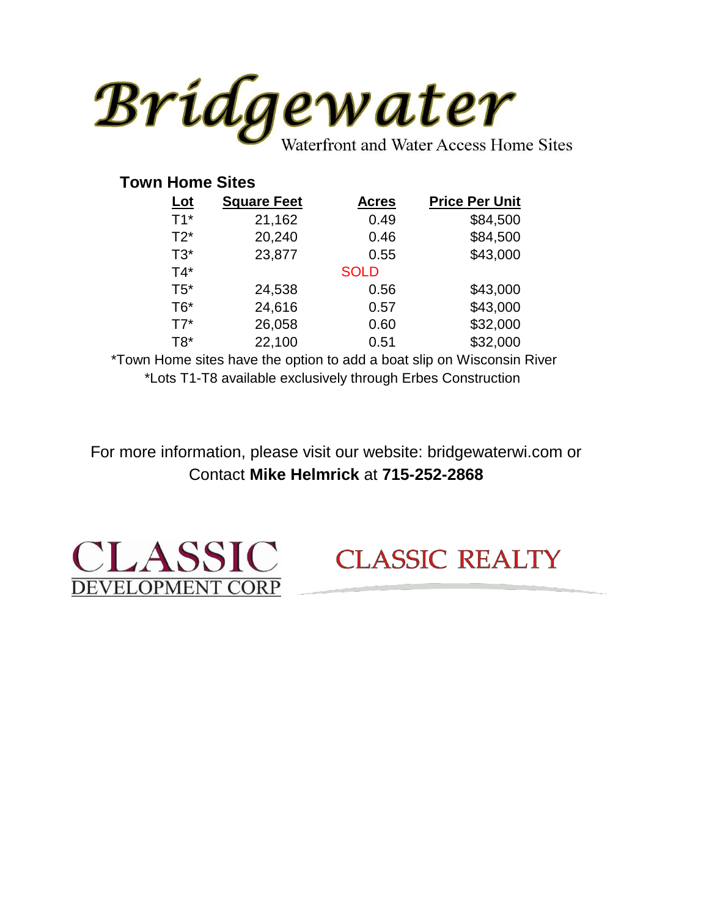# Bridgewater

Waterfront and Water Access Home Sites

## Town Home Sites

| Lot | Square Feet | Acres | Price Per Unit |
|---|---|---|---|
| T1* | 21,162 | 0.49 | $84,500 |
| T2* | 20,240 | 0.46 | $84,500 |
| T3* | 23,877 | 0.55 | $43,000 |
| T4* | | SOLD | |
| T5* | 24,538 | 0.56 | $43,000 |
| T6* | 24,616 | 0.57 | $43,000 |
| T7* | 26,058 | 0.60 | $32,000 |
| T8* | 22,100 | 0.51 | $32,000 |

*Town Home sites have the option to add a boat slip on Wisconsin River

*Lots T1-T8 available exclusively through Erbes Construction

For more information, please visit our website: bridgewaterwi.com or Contact **Mike Helmrick** at **715-252-2868**

CLASSIC DEVELOPMENT CORP

CLASSIC REALTY